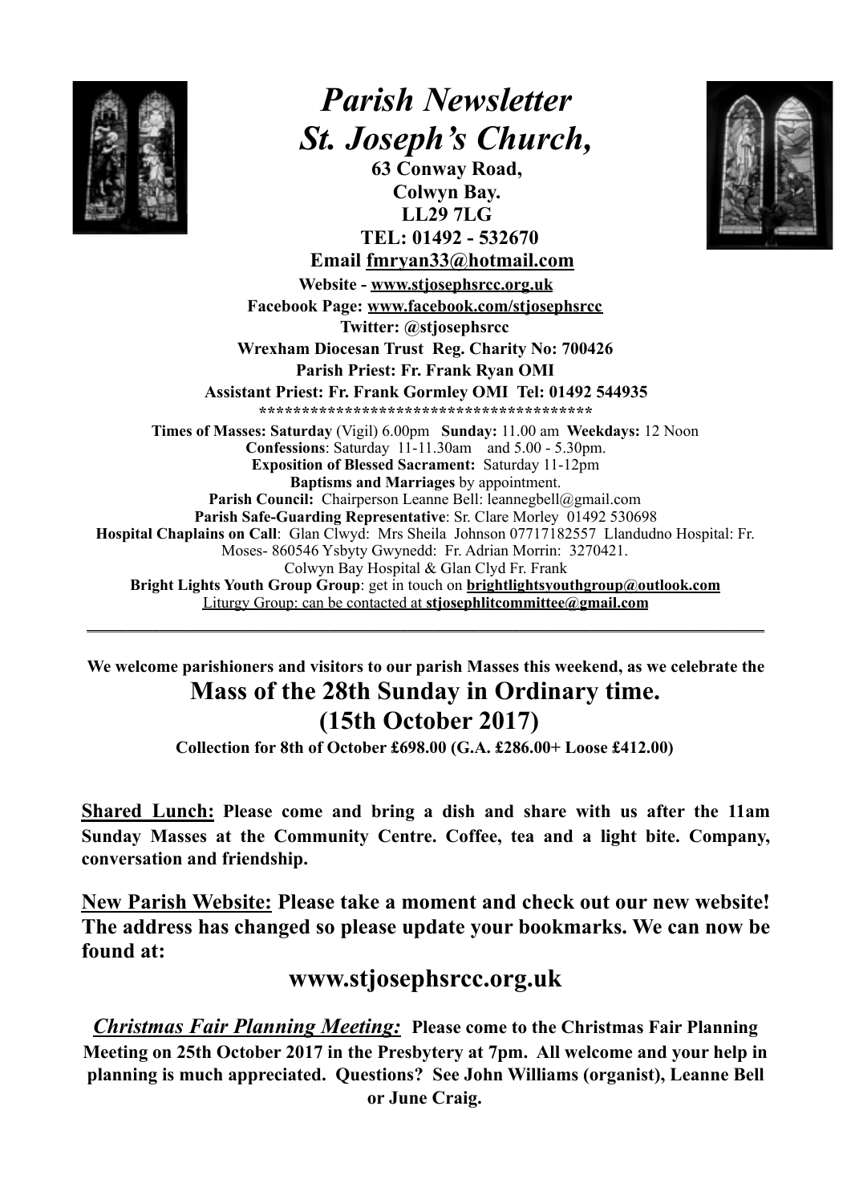# *Parish Newsletter*
# *St. Joseph's Church,*

**63 Conway Road,**
**Colwyn Bay.**
**LL29 7LG**
**TEL: 01492 - 532670**
**Email fmryan33@hotmail.com**
**Website - www.stjosephsrcc.org.uk**
**Facebook Page: www.facebook.com/stjosephsrcc**
**Twitter: @stjosephsrcc**
**Wrexham Diocesan Trust Reg. Charity No: 700426**
**Parish Priest: Fr. Frank Ryan OMI**
**Assistant Priest: Fr. Frank Gormley OMI Tel: 01492 544935**

**************************************

**Times of Masses: Saturday** (Vigil) 6.00pm **Sunday:** 11.00 am **Weekdays:** 12 Noon
**Confessions**: Saturday 11-11.30am and 5.00 - 5.30pm.
**Exposition of Blessed Sacrament:** Saturday 11-12pm
**Baptisms and Marriages** by appointment.
**Parish Council:** Chairperson Leanne Bell: leannegbell@gmail.com
**Parish Safe-Guarding Representative**: Sr. Clare Morley 01492 530698
**Hospital Chaplains on Call**: Glan Clwyd: Mrs Sheila Johnson 07717182557 Llandudno Hospital: Fr. Moses- 860546 Ysbyty Gwynedd: Fr. Adrian Morrin: 3270421.
Colwyn Bay Hospital & Glan Clyd Fr. Frank
**Bright Lights Youth Group Group**: get in touch on **brightlightsyouthgroup@outlook.com**
Liturgy Group: can be contacted at **stjosephlitcommittee@gmail.com**

---

**We welcome parishioners and visitors to our parish Masses this weekend, as we celebrate the**

## Mass of the 28th Sunday in Ordinary time.
## (15th October 2017)

**Collection for 8th of October £698.00 (G.A. £286.00+ Loose £412.00)**

**Shared Lunch: Please come and bring a dish and share with us after the 11am Sunday Masses at the Community Centre. Coffee, tea and a light bite. Company, conversation and friendship.**

**New Parish Website: Please take a moment and check out our new website! The address has changed so please update your bookmarks. We can now be found at:**

## www.stjosephsrcc.org.uk

***Christmas Fair Planning Meeting:*** **Please come to the Christmas Fair Planning Meeting on 25th October 2017 in the Presbytery at 7pm. All welcome and your help in planning is much appreciated. Questions? See John Williams (organist), Leanne Bell or June Craig.**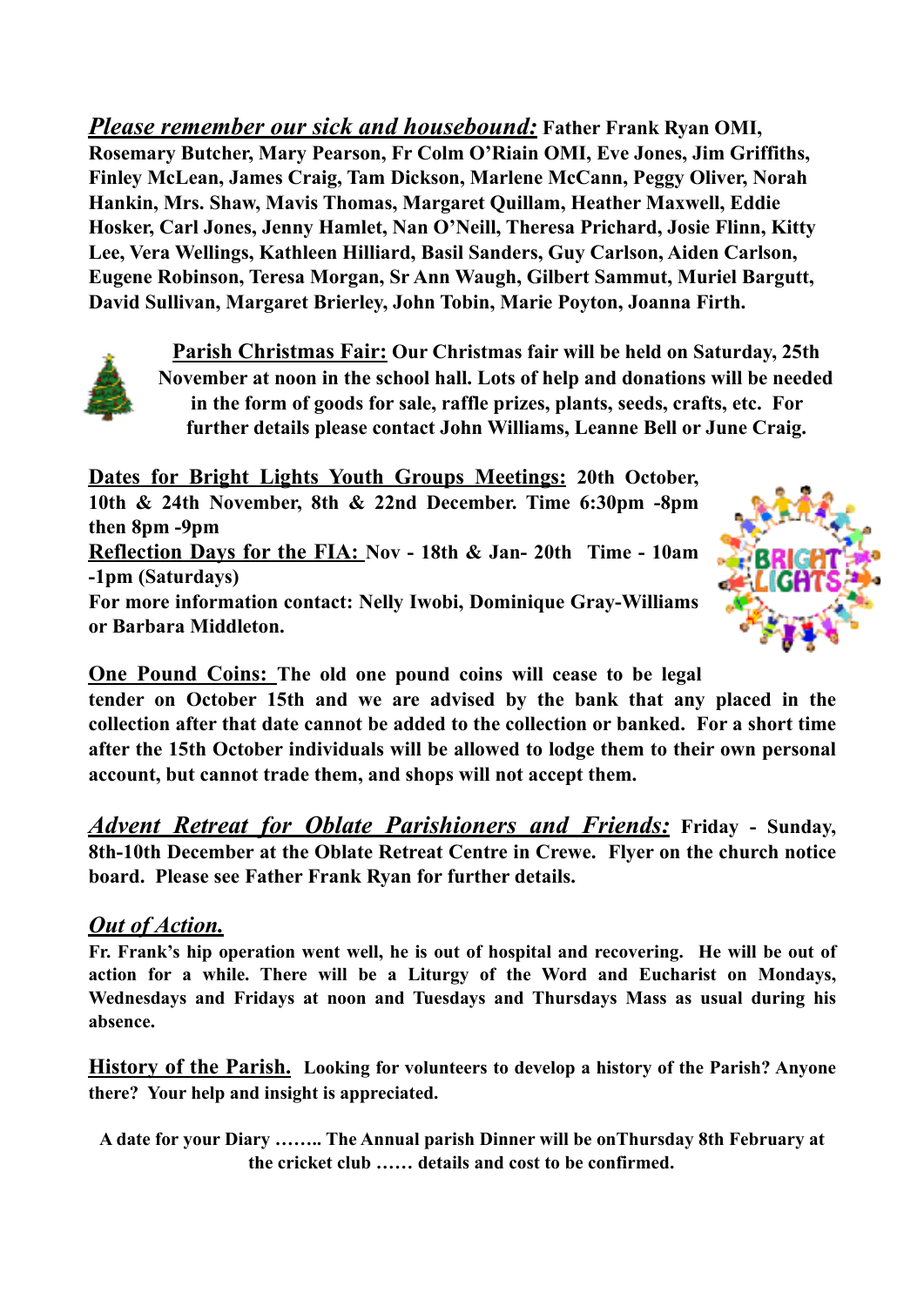***Please remember our sick and housebound:*** **Father Frank Ryan OMI, Rosemary Butcher, Mary Pearson, Fr Colm O'Riain OMI, Eve Jones, Jim Griffiths, Finley McLean, James Craig, Tam Dickson, Marlene McCann, Peggy Oliver, Norah Hankin, Mrs. Shaw, Mavis Thomas, Margaret Quillam, Heather Maxwell, Eddie Hosker, Carl Jones, Jenny Hamlet, Nan O'Neill, Theresa Prichard, Josie Flinn, Kitty Lee, Vera Wellings, Kathleen Hilliard, Basil Sanders, Guy Carlson, Aiden Carlson, Eugene Robinson, Teresa Morgan, Sr Ann Waugh, Gilbert Sammut, Muriel Bargutt, David Sullivan, Margaret Brierley, John Tobin, Marie Poyton, Joanna Firth.**

**Parish Christmas Fair:** **Our Christmas fair will be held on Saturday, 25th November at noon in the school hall. Lots of help and donations will be needed in the form of goods for sale, raffle prizes, plants, seeds, crafts, etc. For further details please contact John Williams, Leanne Bell or June Craig.**

**Dates for Bright Lights Youth Groups Meetings: 20th October, 10th & 24th November, 8th & 22nd December. Time 6:30pm -8pm then 8pm -9pm**

**Reflection Days for the FIA: Nov - 18th & Jan- 20th Time - 10am -1pm (Saturdays)**

**For more information contact: Nelly Iwobi, Dominique Gray-Williams or Barbara Middleton.**

**One Pound Coins: The old one pound coins will cease to be legal tender on October 15th and we are advised by the bank that any placed in the collection after that date cannot be added to the collection or banked. For a short time after the 15th October individuals will be allowed to lodge them to their own personal account, but cannot trade them, and shops will not accept them.**

***Advent Retreat for Oblate Parishioners and Friends:*** **Friday - Sunday, 8th-10th December at the Oblate Retreat Centre in Crewe. Flyer on the church notice board. Please see Father Frank Ryan for further details.**

## *Out of Action.*

**Fr. Frank's hip operation went well, he is out of hospital and recovering. He will be out of action for a while. There will be a Liturgy of the Word and Eucharist on Mondays, Wednesdays and Fridays at noon and Tuesdays and Thursdays Mass as usual during his absence.**

**History of the Parish.** **Looking for volunteers to develop a history of the Parish? Anyone there? Your help and insight is appreciated.**

**A date for your Diary …….. The Annual parish Dinner will be onThursday 8th February at the cricket club …… details and cost to be confirmed.**